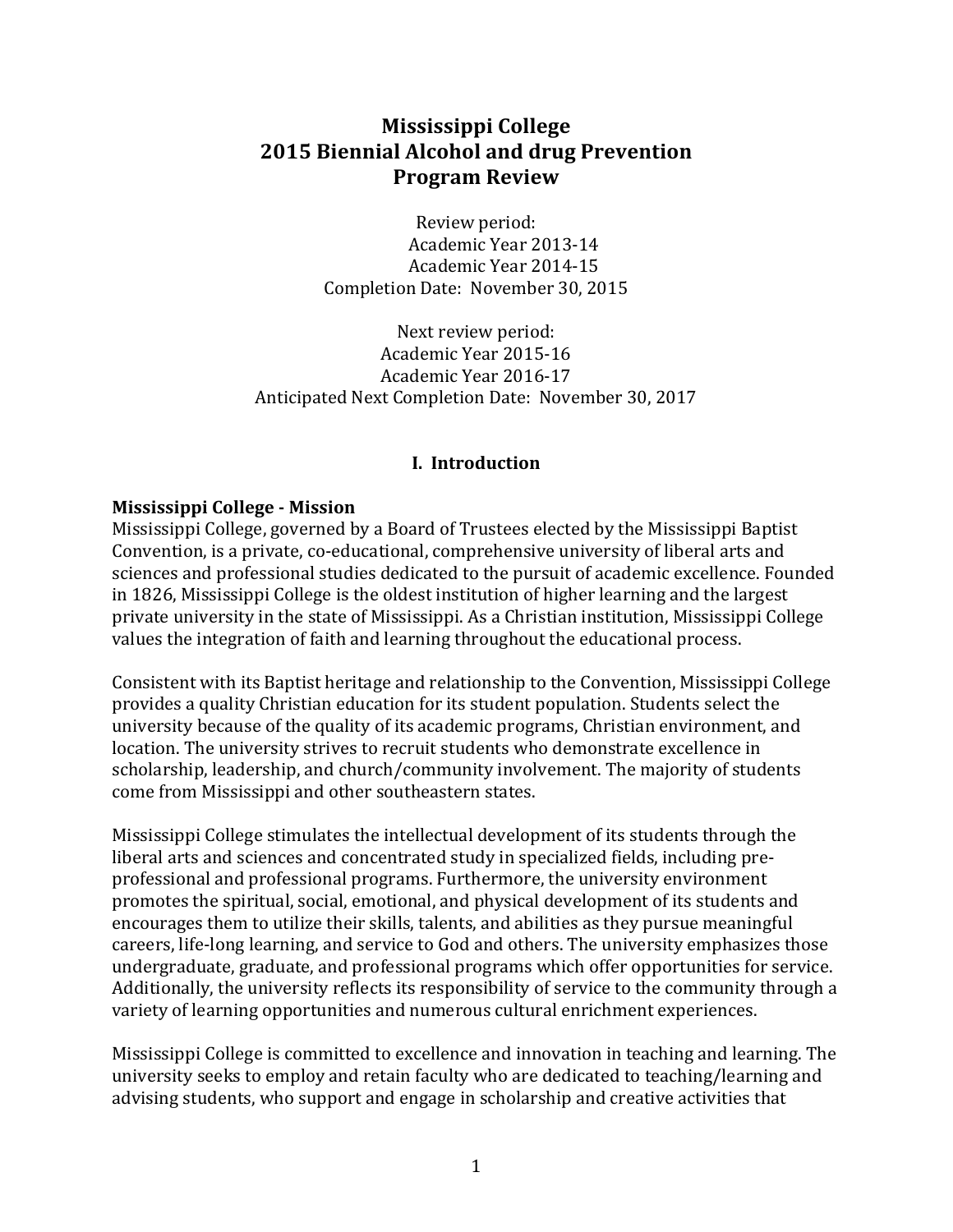# Mississippi College
# 2015 Biennial Alcohol and drug Prevention
# Program Review

Review period:
Academic Year 2013-14
Academic Year 2014-15
Completion Date: November 30, 2015

Next review period:
Academic Year 2015-16
Academic Year 2016-17
Anticipated Next Completion Date: November 30, 2017

## I. Introduction

### Mississippi College - Mission

Mississippi College, governed by a Board of Trustees elected by the Mississippi Baptist Convention, is a private, co-educational, comprehensive university of liberal arts and sciences and professional studies dedicated to the pursuit of academic excellence. Founded in 1826, Mississippi College is the oldest institution of higher learning and the largest private university in the state of Mississippi. As a Christian institution, Mississippi College values the integration of faith and learning throughout the educational process.

Consistent with its Baptist heritage and relationship to the Convention, Mississippi College provides a quality Christian education for its student population. Students select the university because of the quality of its academic programs, Christian environment, and location. The university strives to recruit students who demonstrate excellence in scholarship, leadership, and church/community involvement. The majority of students come from Mississippi and other southeastern states.

Mississippi College stimulates the intellectual development of its students through the liberal arts and sciences and concentrated study in specialized fields, including pre-professional and professional programs. Furthermore, the university environment promotes the spiritual, social, emotional, and physical development of its students and encourages them to utilize their skills, talents, and abilities as they pursue meaningful careers, life-long learning, and service to God and others. The university emphasizes those undergraduate, graduate, and professional programs which offer opportunities for service. Additionally, the university reflects its responsibility of service to the community through a variety of learning opportunities and numerous cultural enrichment experiences.

Mississippi College is committed to excellence and innovation in teaching and learning. The university seeks to employ and retain faculty who are dedicated to teaching/learning and advising students, who support and engage in scholarship and creative activities that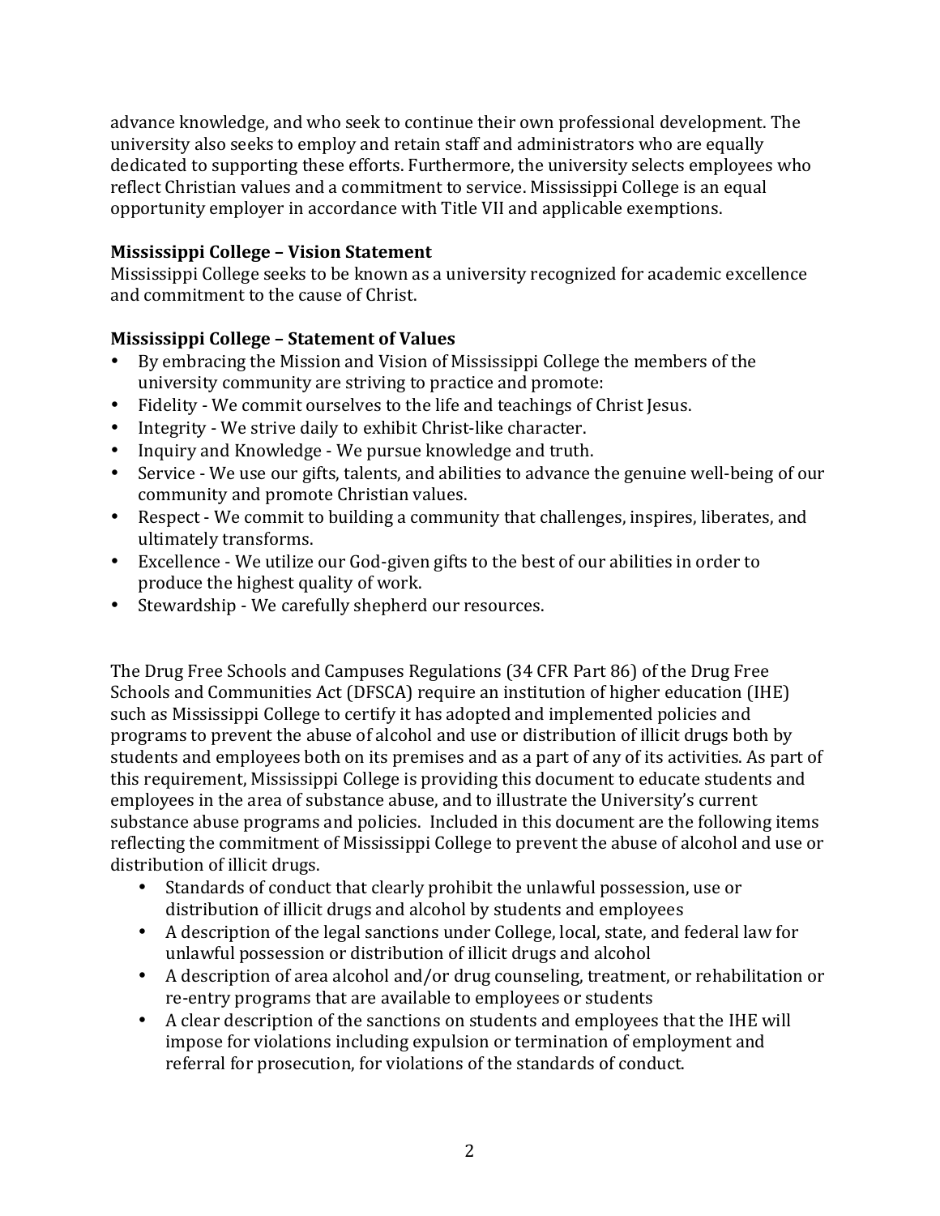advance knowledge, and who seek to continue their own professional development. The university also seeks to employ and retain staff and administrators who are equally dedicated to supporting these efforts. Furthermore, the university selects employees who reflect Christian values and a commitment to service. Mississippi College is an equal opportunity employer in accordance with Title VII and applicable exemptions.

**Mississippi College – Vision Statement**
Mississippi College seeks to be known as a university recognized for academic excellence and commitment to the cause of Christ.

**Mississippi College – Statement of Values**

- By embracing the Mission and Vision of Mississippi College the members of the university community are striving to practice and promote:
- Fidelity - We commit ourselves to the life and teachings of Christ Jesus.
- Integrity - We strive daily to exhibit Christ-like character.
- Inquiry and Knowledge - We pursue knowledge and truth.
- Service - We use our gifts, talents, and abilities to advance the genuine well-being of our community and promote Christian values.
- Respect - We commit to building a community that challenges, inspires, liberates, and ultimately transforms.
- Excellence - We utilize our God-given gifts to the best of our abilities in order to produce the highest quality of work.
- Stewardship - We carefully shepherd our resources.

The Drug Free Schools and Campuses Regulations (34 CFR Part 86) of the Drug Free Schools and Communities Act (DFSCA) require an institution of higher education (IHE) such as Mississippi College to certify it has adopted and implemented policies and programs to prevent the abuse of alcohol and use or distribution of illicit drugs both by students and employees both on its premises and as a part of any of its activities. As part of this requirement, Mississippi College is providing this document to educate students and employees in the area of substance abuse, and to illustrate the University's current substance abuse programs and policies. Included in this document are the following items reflecting the commitment of Mississippi College to prevent the abuse of alcohol and use or distribution of illicit drugs.

- Standards of conduct that clearly prohibit the unlawful possession, use or distribution of illicit drugs and alcohol by students and employees
- A description of the legal sanctions under College, local, state, and federal law for unlawful possession or distribution of illicit drugs and alcohol
- A description of area alcohol and/or drug counseling, treatment, or rehabilitation or re-entry programs that are available to employees or students
- A clear description of the sanctions on students and employees that the IHE will impose for violations including expulsion or termination of employment and referral for prosecution, for violations of the standards of conduct.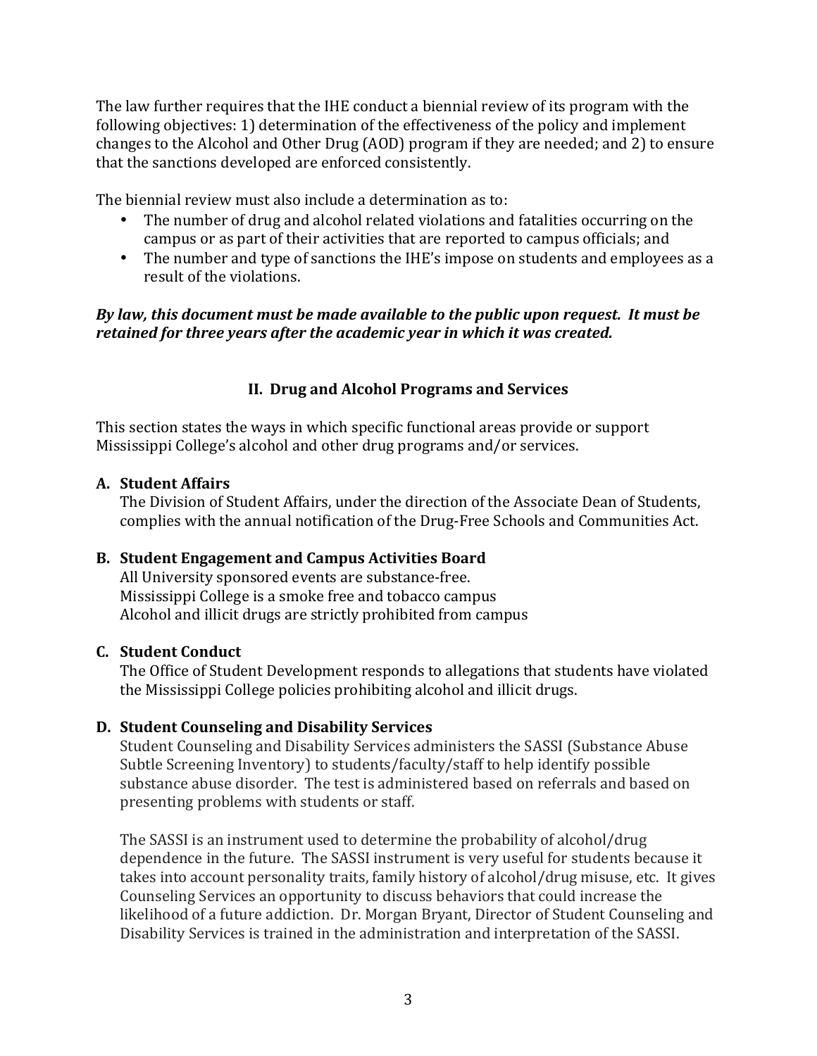The law further requires that the IHE conduct a biennial review of its program with the following objectives: 1) determination of the effectiveness of the policy and implement changes to the Alcohol and Other Drug (AOD) program if they are needed; and 2) to ensure that the sanctions developed are enforced consistently.

The biennial review must also include a determination as to:

- The number of drug and alcohol related violations and fatalities occurring on the campus or as part of their activities that are reported to campus officials; and
- The number and type of sanctions the IHE's impose on students and employees as a result of the violations.

***By law, this document must be made available to the public upon request. It must be retained for three years after the academic year in which it was created.***

## II. Drug and Alcohol Programs and Services

This section states the ways in which specific functional areas provide or support Mississippi College's alcohol and other drug programs and/or services.

### A. Student Affairs

The Division of Student Affairs, under the direction of the Associate Dean of Students, complies with the annual notification of the Drug-Free Schools and Communities Act.

### B. Student Engagement and Campus Activities Board

All University sponsored events are substance-free.
Mississippi College is a smoke free and tobacco campus
Alcohol and illicit drugs are strictly prohibited from campus

### C. Student Conduct

The Office of Student Development responds to allegations that students have violated the Mississippi College policies prohibiting alcohol and illicit drugs.

### D. Student Counseling and Disability Services

Student Counseling and Disability Services administers the SASSI (Substance Abuse Subtle Screening Inventory) to students/faculty/staff to help identify possible substance abuse disorder. The test is administered based on referrals and based on presenting problems with students or staff.

The SASSI is an instrument used to determine the probability of alcohol/drug dependence in the future. The SASSI instrument is very useful for students because it takes into account personality traits, family history of alcohol/drug misuse, etc. It gives Counseling Services an opportunity to discuss behaviors that could increase the likelihood of a future addiction. Dr. Morgan Bryant, Director of Student Counseling and Disability Services is trained in the administration and interpretation of the SASSI.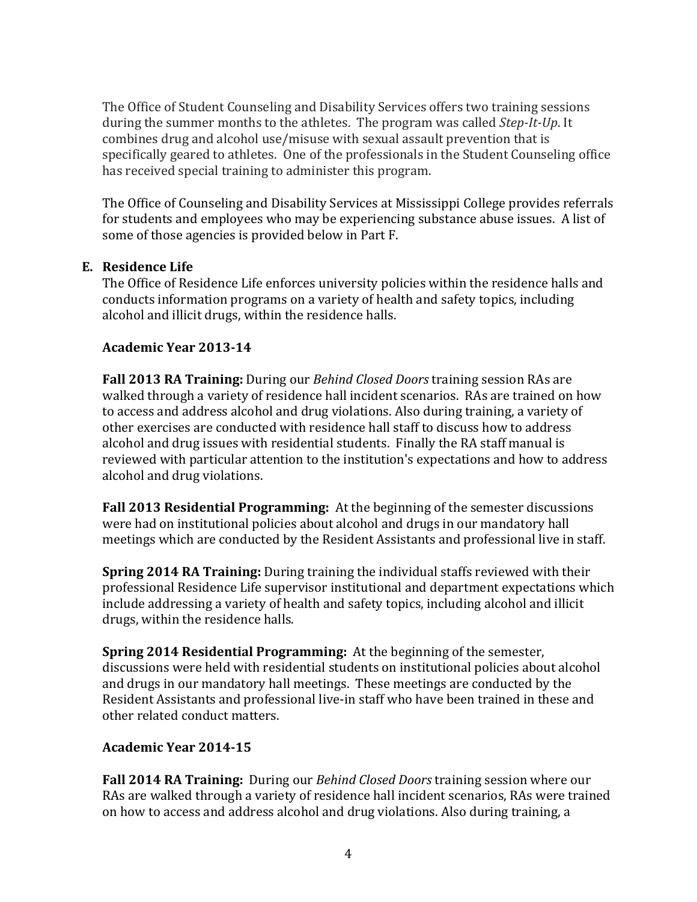The Office of Student Counseling and Disability Services offers two training sessions during the summer months to the athletes. The program was called *Step-It-Up*. It combines drug and alcohol use/misuse with sexual assault prevention that is specifically geared to athletes. One of the professionals in the Student Counseling office has received special training to administer this program.

The Office of Counseling and Disability Services at Mississippi College provides referrals for students and employees who may be experiencing substance abuse issues. A list of some of those agencies is provided below in Part F.

**E. Residence Life**

The Office of Residence Life enforces university policies within the residence halls and conducts information programs on a variety of health and safety topics, including alcohol and illicit drugs, within the residence halls.

**Academic Year 2013-14**

**Fall 2013 RA Training:** During our *Behind Closed Doors* training session RAs are walked through a variety of residence hall incident scenarios. RAs are trained on how to access and address alcohol and drug violations. Also during training, a variety of other exercises are conducted with residence hall staff to discuss how to address alcohol and drug issues with residential students. Finally the RA staff manual is reviewed with particular attention to the institution's expectations and how to address alcohol and drug violations.

**Fall 2013 Residential Programming:** At the beginning of the semester discussions were had on institutional policies about alcohol and drugs in our mandatory hall meetings which are conducted by the Resident Assistants and professional live in staff.

**Spring 2014 RA Training:** During training the individual staffs reviewed with their professional Residence Life supervisor institutional and department expectations which include addressing a variety of health and safety topics, including alcohol and illicit drugs, within the residence halls.

**Spring 2014 Residential Programming:** At the beginning of the semester, discussions were held with residential students on institutional policies about alcohol and drugs in our mandatory hall meetings. These meetings are conducted by the Resident Assistants and professional live-in staff who have been trained in these and other related conduct matters.

**Academic Year 2014-15**

**Fall 2014 RA Training:** During our *Behind Closed Doors* training session where our RAs are walked through a variety of residence hall incident scenarios, RAs were trained on how to access and address alcohol and drug violations. Also during training, a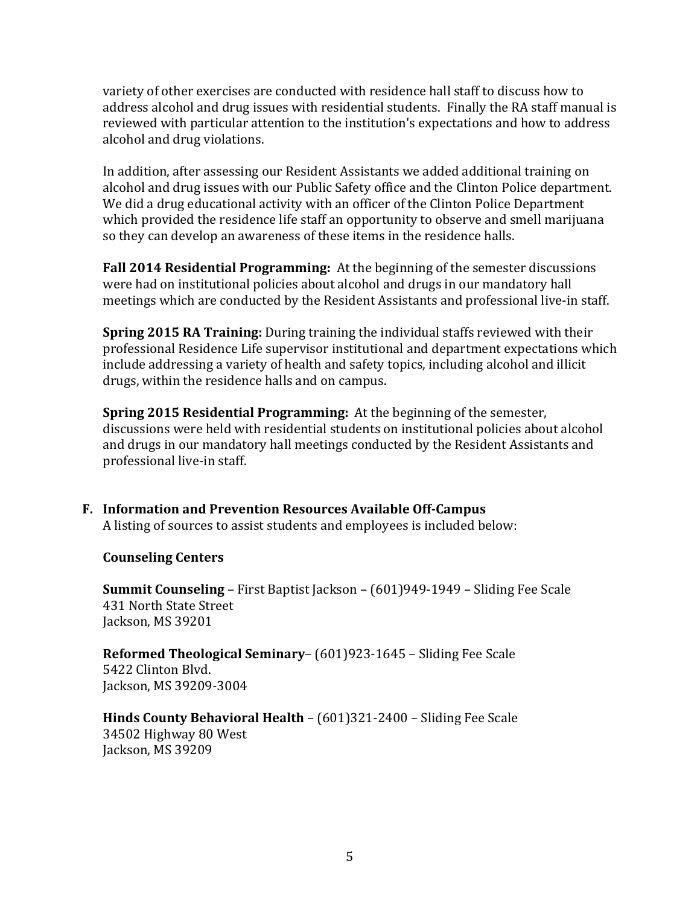variety of other exercises are conducted with residence hall staff to discuss how to address alcohol and drug issues with residential students. Finally the RA staff manual is reviewed with particular attention to the institution's expectations and how to address alcohol and drug violations.

In addition, after assessing our Resident Assistants we added additional training on alcohol and drug issues with our Public Safety office and the Clinton Police department. We did a drug educational activity with an officer of the Clinton Police Department which provided the residence life staff an opportunity to observe and smell marijuana so they can develop an awareness of these items in the residence halls.

**Fall 2014 Residential Programming:** At the beginning of the semester discussions were had on institutional policies about alcohol and drugs in our mandatory hall meetings which are conducted by the Resident Assistants and professional live-in staff.

**Spring 2015 RA Training:** During training the individual staffs reviewed with their professional Residence Life supervisor institutional and department expectations which include addressing a variety of health and safety topics, including alcohol and illicit drugs, within the residence halls and on campus.

**Spring 2015 Residential Programming:** At the beginning of the semester, discussions were held with residential students on institutional policies about alcohol and drugs in our mandatory hall meetings conducted by the Resident Assistants and professional live-in staff.

## F. Information and Prevention Resources Available Off-Campus

A listing of sources to assist students and employees is included below:

### Counseling Centers

**Summit Counseling** – First Baptist Jackson – (601)949-1949 – Sliding Fee Scale
431 North State Street
Jackson, MS 39201

**Reformed Theological Seminary**– (601)923-1645 – Sliding Fee Scale
5422 Clinton Blvd.
Jackson, MS 39209-3004

**Hinds County Behavioral Health** – (601)321-2400 – Sliding Fee Scale
34502 Highway 80 West
Jackson, MS 39209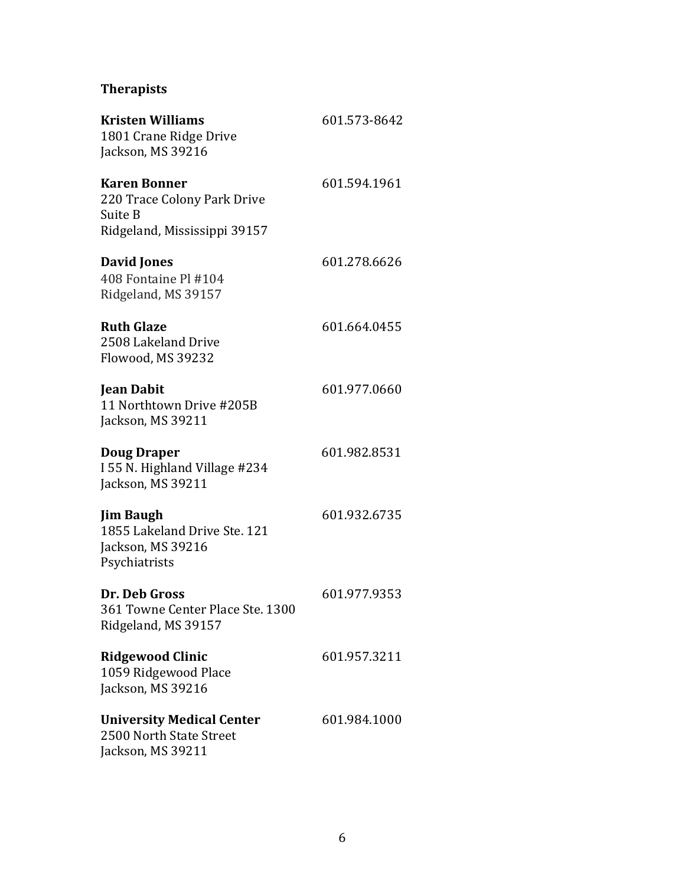**Therapists**

**Kristen Williams** 601.573-8642
1801 Crane Ridge Drive
Jackson, MS 39216

**Karen Bonner** 601.594.1961
220 Trace Colony Park Drive
Suite B
Ridgeland, Mississippi 39157

**David Jones** 601.278.6626
408 Fontaine Pl #104
Ridgeland, MS 39157

**Ruth Glaze** 601.664.0455
2508 Lakeland Drive
Flowood, MS 39232

**Jean Dabit** 601.977.0660
11 Northtown Drive #205B
Jackson, MS 39211

**Doug Draper** 601.982.8531
I 55 N. Highland Village #234
Jackson, MS 39211

**Jim Baugh** 601.932.6735
1855 Lakeland Drive Ste. 121
Jackson, MS 39216
Psychiatrists

**Dr. Deb Gross** 601.977.9353
361 Towne Center Place Ste. 1300
Ridgeland, MS 39157

**Ridgewood Clinic** 601.957.3211
1059 Ridgewood Place
Jackson, MS 39216

**University Medical Center** 601.984.1000
2500 North State Street
Jackson, MS 39211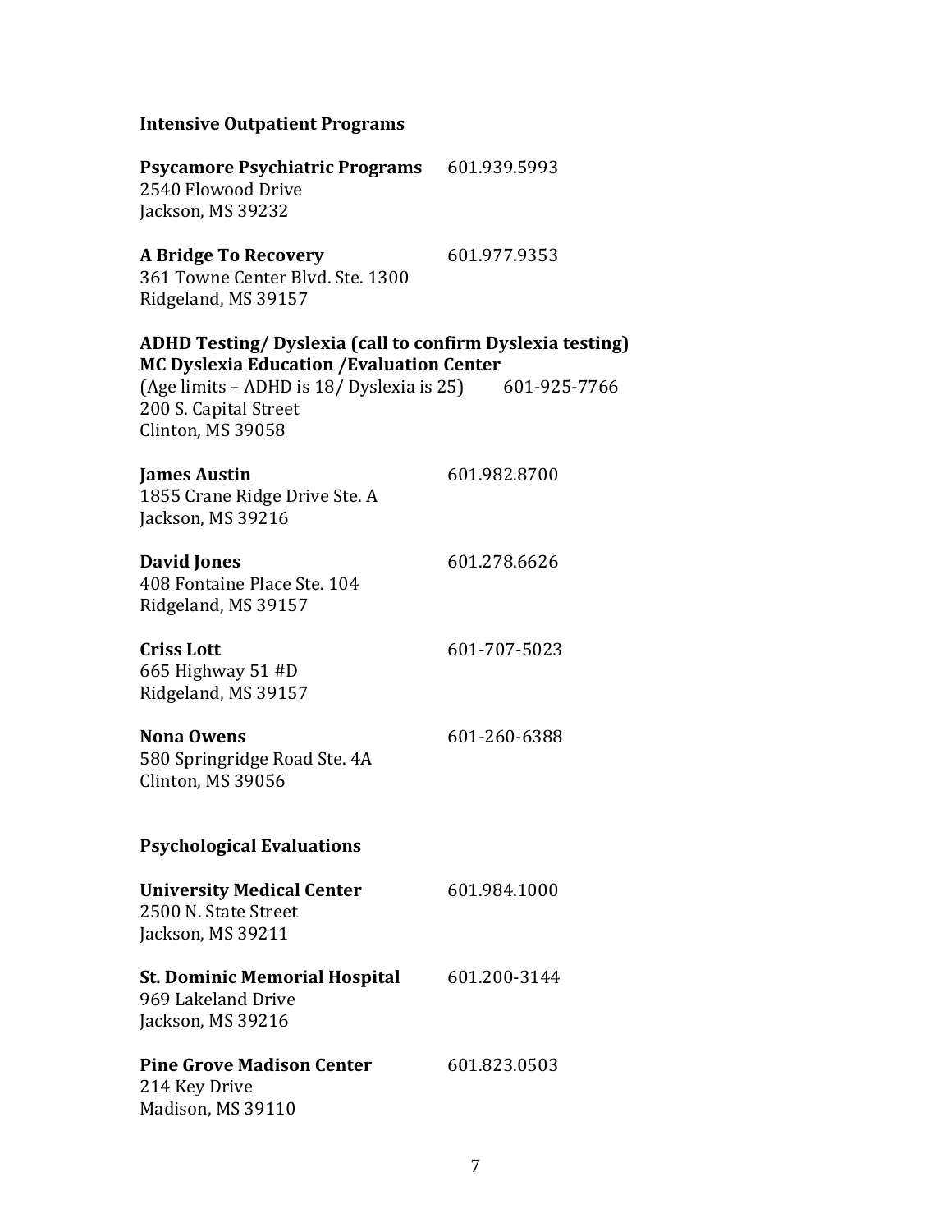## Intensive Outpatient Programs

**Psycamore Psychiatric Programs** 601.939.5993
2540 Flowood Drive
Jackson, MS 39232

**A Bridge To Recovery** 601.977.9353
361 Towne Center Blvd. Ste. 1300
Ridgeland, MS 39157

## ADHD Testing/ Dyslexia (call to confirm Dyslexia testing)

**MC Dyslexia Education /Evaluation Center**
(Age limits – ADHD is 18/ Dyslexia is 25) 601-925-7766
200 S. Capital Street
Clinton, MS 39058

**James Austin** 601.982.8700
1855 Crane Ridge Drive Ste. A
Jackson, MS 39216

**David Jones** 601.278.6626
408 Fontaine Place Ste. 104
Ridgeland, MS 39157

**Criss Lott** 601-707-5023
665 Highway 51 #D
Ridgeland, MS 39157

**Nona Owens** 601-260-6388
580 Springridge Road Ste. 4A
Clinton, MS 39056

## Psychological Evaluations

**University Medical Center** 601.984.1000
2500 N. State Street
Jackson, MS 39211

**St. Dominic Memorial Hospital** 601.200-3144
969 Lakeland Drive
Jackson, MS 39216

**Pine Grove Madison Center** 601.823.0503
214 Key Drive
Madison, MS 39110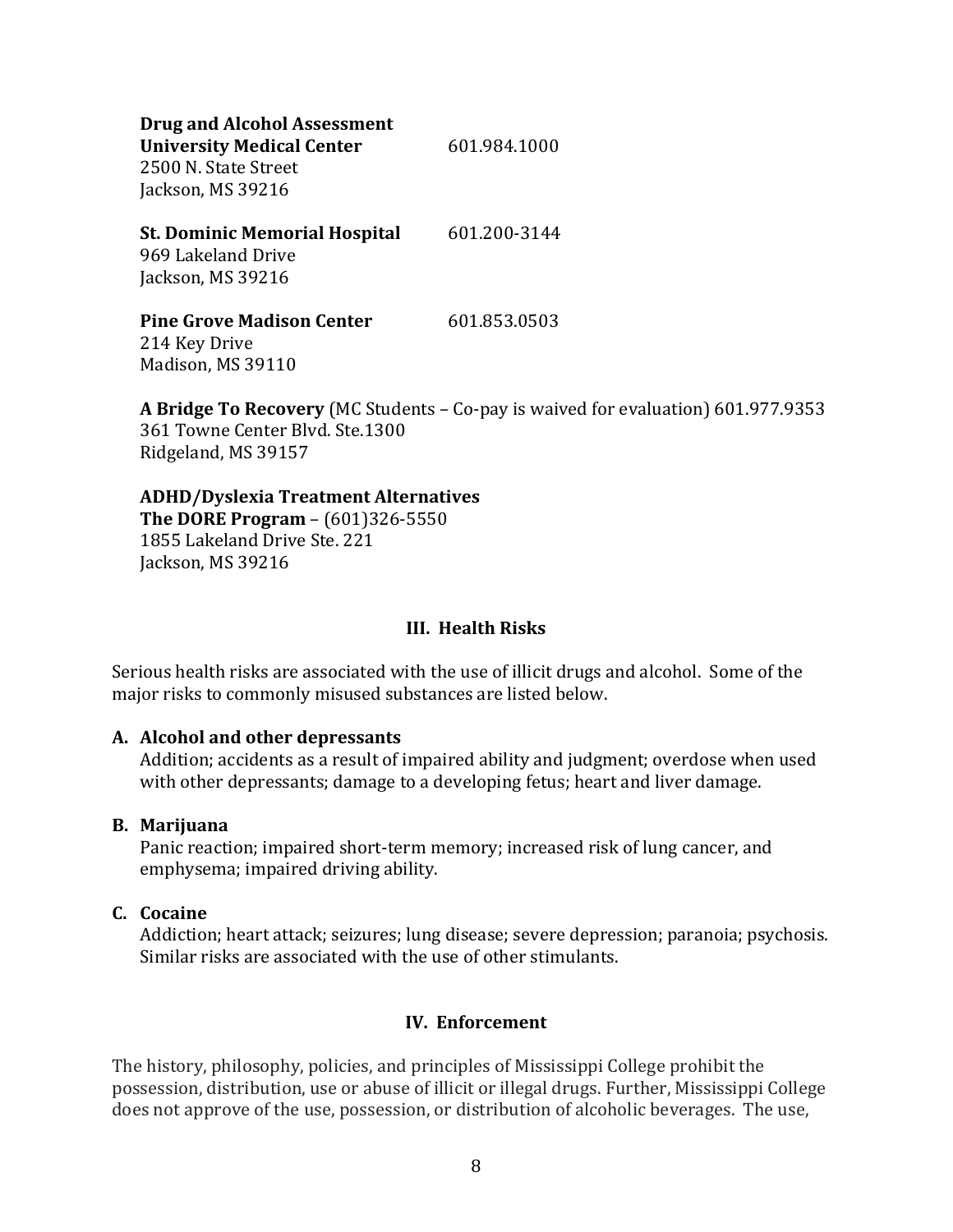**Drug and Alcohol Assessment**
**University Medical Center** 601.984.1000
2500 N. State Street
Jackson, MS 39216

**St. Dominic Memorial Hospital** 601.200-3144
969 Lakeland Drive
Jackson, MS 39216

**Pine Grove Madison Center** 601.853.0503
214 Key Drive
Madison, MS 39110

**A Bridge To Recovery** (MC Students – Co-pay is waived for evaluation) 601.977.9353
361 Towne Center Blvd. Ste.1300
Ridgeland, MS 39157

**ADHD/Dyslexia Treatment Alternatives**
**The DORE Program** – (601)326-5550
1855 Lakeland Drive Ste. 221
Jackson, MS 39216

## III. Health Risks

Serious health risks are associated with the use of illicit drugs and alcohol. Some of the major risks to commonly misused substances are listed below.

**A. Alcohol and other depressants**
Addition; accidents as a result of impaired ability and judgment; overdose when used with other depressants; damage to a developing fetus; heart and liver damage.

**B. Marijuana**
Panic reaction; impaired short-term memory; increased risk of lung cancer, and emphysema; impaired driving ability.

**C. Cocaine**
Addiction; heart attack; seizures; lung disease; severe depression; paranoia; psychosis. Similar risks are associated with the use of other stimulants.

## IV. Enforcement

The history, philosophy, policies, and principles of Mississippi College prohibit the possession, distribution, use or abuse of illicit or illegal drugs. Further, Mississippi College does not approve of the use, possession, or distribution of alcoholic beverages. The use,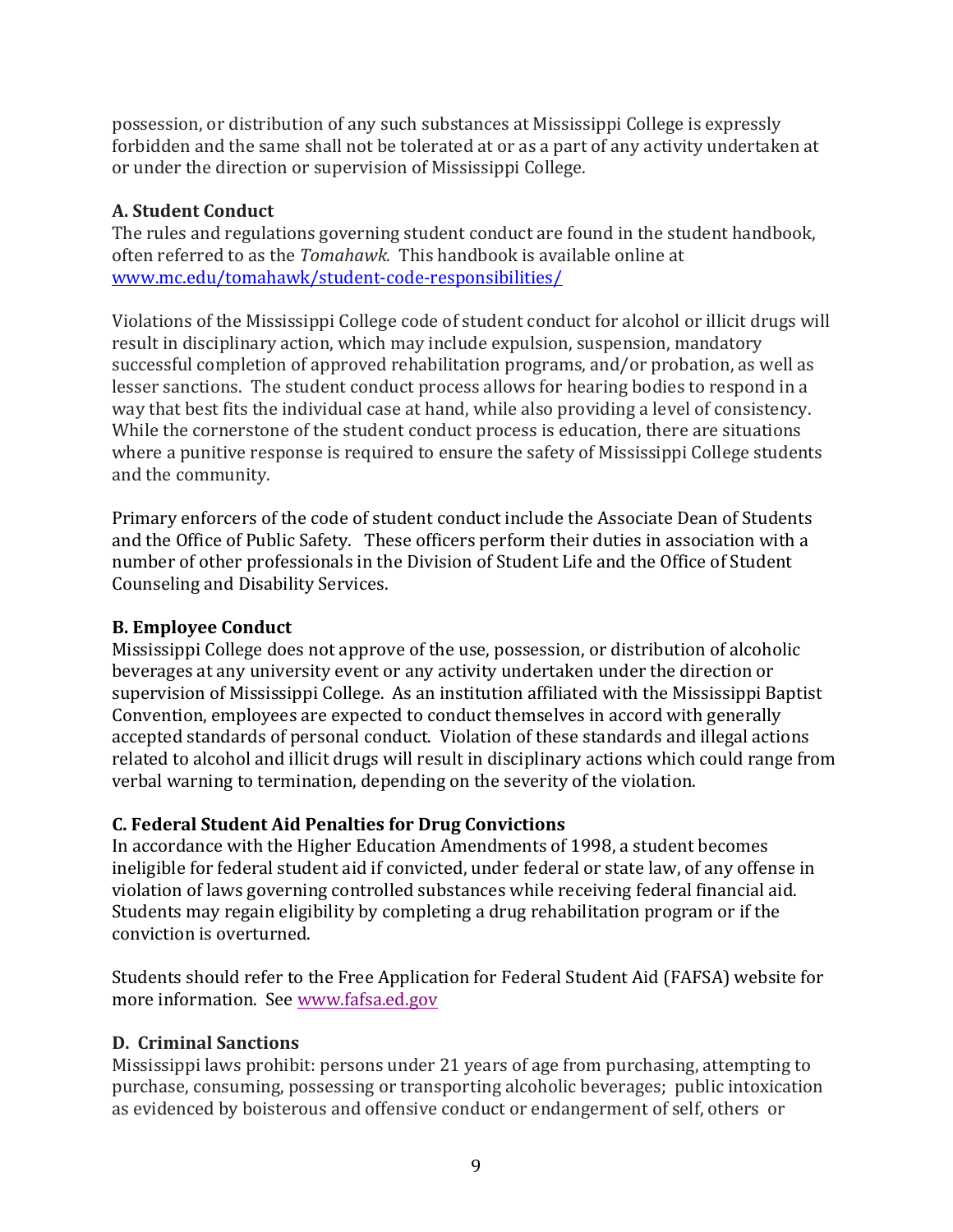possession, or distribution of any such substances at Mississippi College is expressly forbidden and the same shall not be tolerated at or as a part of any activity undertaken at or under the direction or supervision of Mississippi College.

### A. Student Conduct

The rules and regulations governing student conduct are found in the student handbook, often referred to as the *Tomahawk.* This handbook is available online at [www.mc.edu/tomahawk/student-code-responsibilities/](www.mc.edu/tomahawk/student-code-responsibilities/)

Violations of the Mississippi College code of student conduct for alcohol or illicit drugs will result in disciplinary action, which may include expulsion, suspension, mandatory successful completion of approved rehabilitation programs, and/or probation, as well as lesser sanctions. The student conduct process allows for hearing bodies to respond in a way that best fits the individual case at hand, while also providing a level of consistency. While the cornerstone of the student conduct process is education, there are situations where a punitive response is required to ensure the safety of Mississippi College students and the community.

Primary enforcers of the code of student conduct include the Associate Dean of Students and the Office of Public Safety. These officers perform their duties in association with a number of other professionals in the Division of Student Life and the Office of Student Counseling and Disability Services.

### B. Employee Conduct

Mississippi College does not approve of the use, possession, or distribution of alcoholic beverages at any university event or any activity undertaken under the direction or supervision of Mississippi College. As an institution affiliated with the Mississippi Baptist Convention, employees are expected to conduct themselves in accord with generally accepted standards of personal conduct. Violation of these standards and illegal actions related to alcohol and illicit drugs will result in disciplinary actions which could range from verbal warning to termination, depending on the severity of the violation.

### C. Federal Student Aid Penalties for Drug Convictions

In accordance with the Higher Education Amendments of 1998, a student becomes ineligible for federal student aid if convicted, under federal or state law, of any offense in violation of laws governing controlled substances while receiving federal financial aid. Students may regain eligibility by completing a drug rehabilitation program or if the conviction is overturned.

Students should refer to the Free Application for Federal Student Aid (FAFSA) website for more information. See [www.fafsa.ed.gov](www.fafsa.ed.gov)

### D. Criminal Sanctions

Mississippi laws prohibit: persons under 21 years of age from purchasing, attempting to purchase, consuming, possessing or transporting alcoholic beverages; public intoxication as evidenced by boisterous and offensive conduct or endangerment of self, others or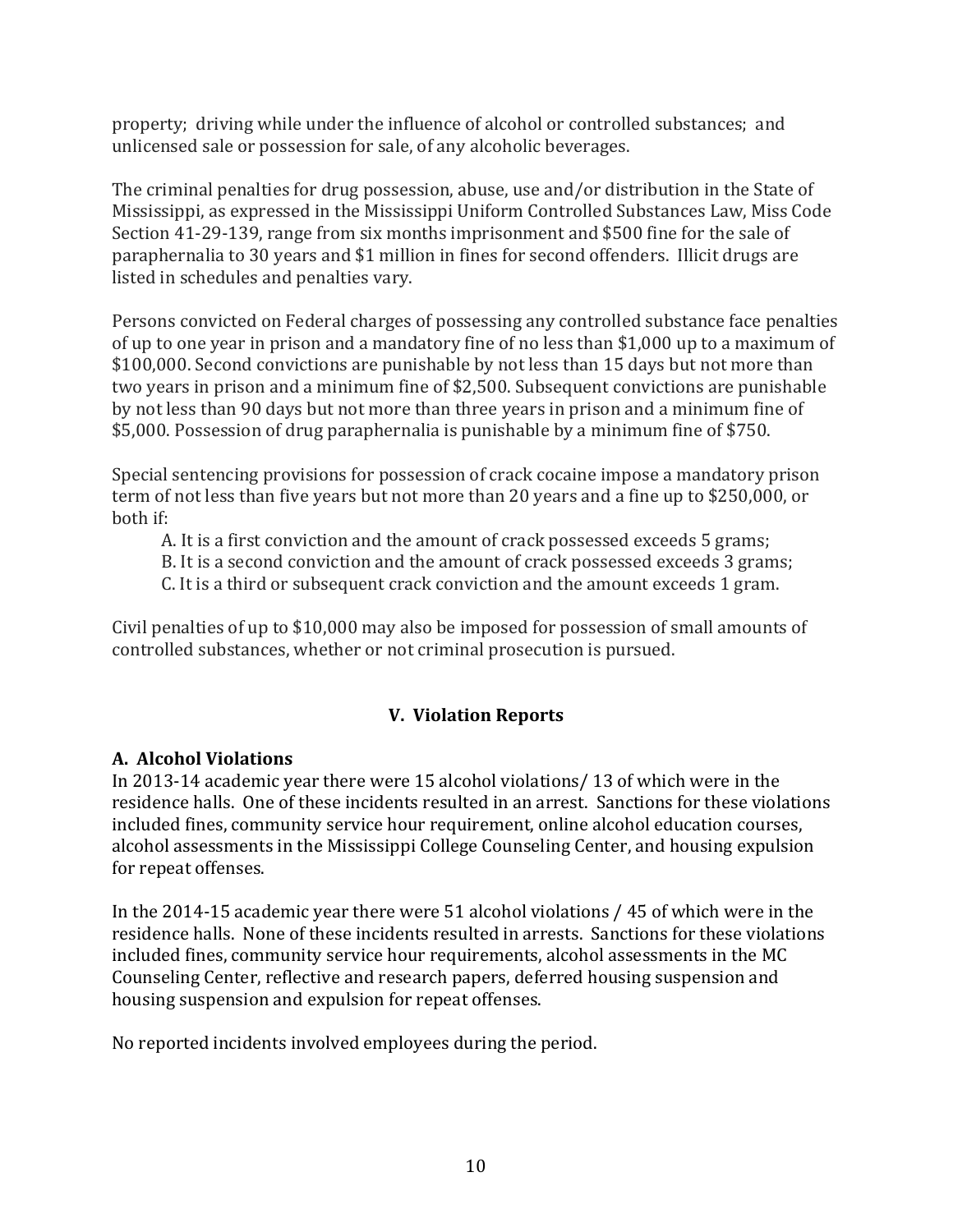property; driving while under the influence of alcohol or controlled substances; and unlicensed sale or possession for sale, of any alcoholic beverages.

The criminal penalties for drug possession, abuse, use and/or distribution in the State of Mississippi, as expressed in the Mississippi Uniform Controlled Substances Law, Miss Code Section 41-29-139, range from six months imprisonment and $500 fine for the sale of paraphernalia to 30 years and $1 million in fines for second offenders. Illicit drugs are listed in schedules and penalties vary.

Persons convicted on Federal charges of possessing any controlled substance face penalties of up to one year in prison and a mandatory fine of no less than $1,000 up to a maximum of $100,000. Second convictions are punishable by not less than 15 days but not more than two years in prison and a minimum fine of $2,500. Subsequent convictions are punishable by not less than 90 days but not more than three years in prison and a minimum fine of $5,000. Possession of drug paraphernalia is punishable by a minimum fine of $750.

Special sentencing provisions for possession of crack cocaine impose a mandatory prison term of not less than five years but not more than 20 years and a fine up to $250,000, or both if:

A. It is a first conviction and the amount of crack possessed exceeds 5 grams;
B. It is a second conviction and the amount of crack possessed exceeds 3 grams;
C. It is a third or subsequent crack conviction and the amount exceeds 1 gram.

Civil penalties of up to $10,000 may also be imposed for possession of small amounts of controlled substances, whether or not criminal prosecution is pursued.

## V. Violation Reports

### A. Alcohol Violations

In 2013-14 academic year there were 15 alcohol violations/ 13 of which were in the residence halls. One of these incidents resulted in an arrest. Sanctions for these violations included fines, community service hour requirement, online alcohol education courses, alcohol assessments in the Mississippi College Counseling Center, and housing expulsion for repeat offenses.

In the 2014-15 academic year there were 51 alcohol violations / 45 of which were in the residence halls. None of these incidents resulted in arrests. Sanctions for these violations included fines, community service hour requirements, alcohol assessments in the MC Counseling Center, reflective and research papers, deferred housing suspension and housing suspension and expulsion for repeat offenses.

No reported incidents involved employees during the period.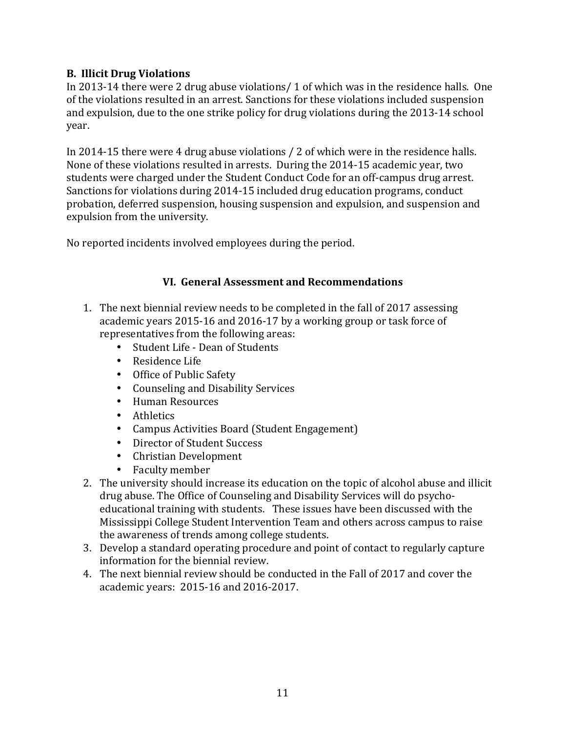### B. Illicit Drug Violations

In 2013-14 there were 2 drug abuse violations/ 1 of which was in the residence halls. One of the violations resulted in an arrest. Sanctions for these violations included suspension and expulsion, due to the one strike policy for drug violations during the 2013-14 school year.

In 2014-15 there were 4 drug abuse violations / 2 of which were in the residence halls. None of these violations resulted in arrests. During the 2014-15 academic year, two students were charged under the Student Conduct Code for an off-campus drug arrest. Sanctions for violations during 2014-15 included drug education programs, conduct probation, deferred suspension, housing suspension and expulsion, and suspension and expulsion from the university.

No reported incidents involved employees during the period.

## VI. General Assessment and Recommendations

1. The next biennial review needs to be completed in the fall of 2017 assessing academic years 2015-16 and 2016-17 by a working group or task force of representatives from the following areas:
   - Student Life - Dean of Students
   - Residence Life
   - Office of Public Safety
   - Counseling and Disability Services
   - Human Resources
   - Athletics
   - Campus Activities Board (Student Engagement)
   - Director of Student Success
   - Christian Development
   - Faculty member
2. The university should increase its education on the topic of alcohol abuse and illicit drug abuse. The Office of Counseling and Disability Services will do psycho-educational training with students. These issues have been discussed with the Mississippi College Student Intervention Team and others across campus to raise the awareness of trends among college students.
3. Develop a standard operating procedure and point of contact to regularly capture information for the biennial review.
4. The next biennial review should be conducted in the Fall of 2017 and cover the academic years: 2015-16 and 2016-2017.